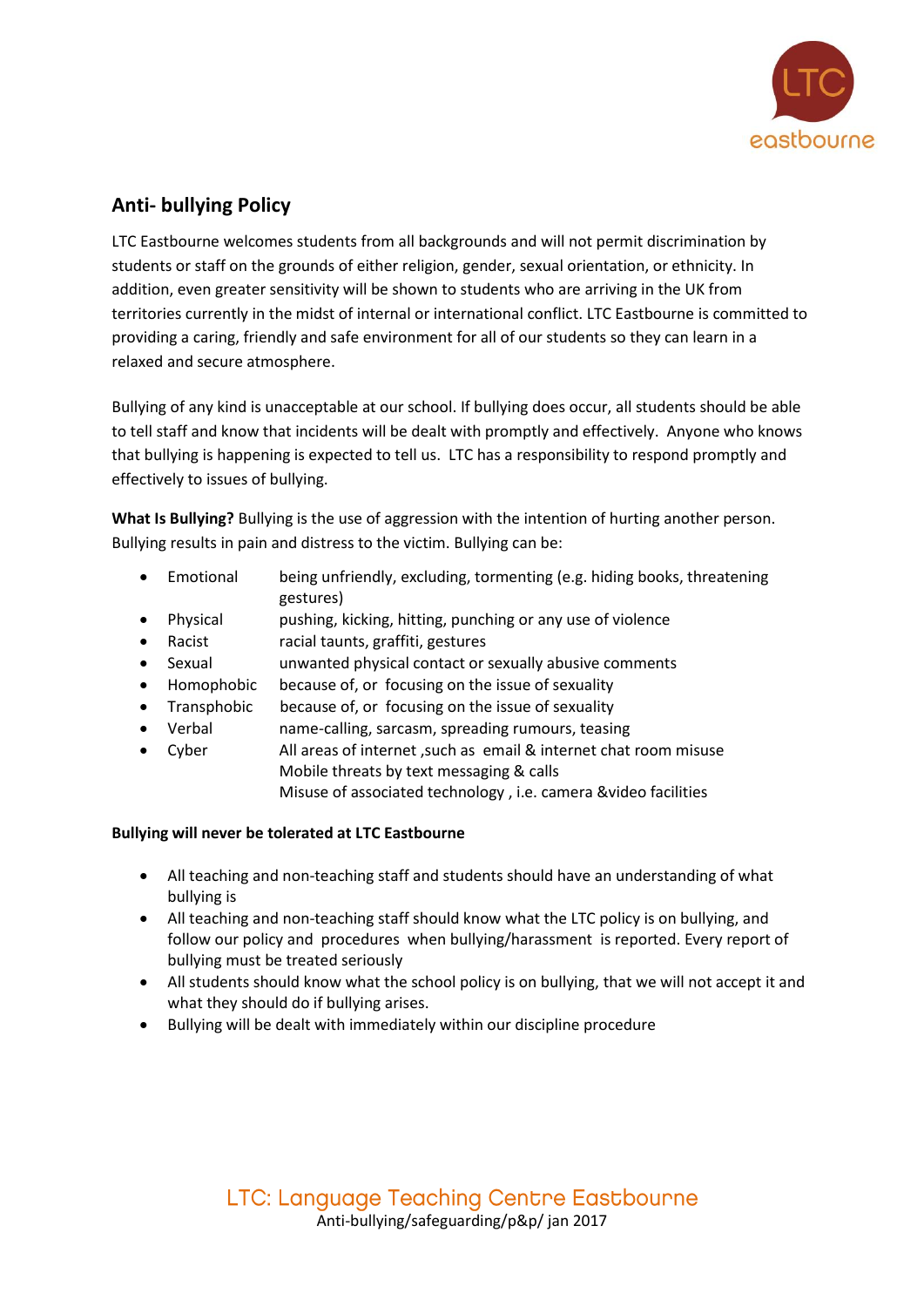## Anti- bullying Policy

LTC Eastbourne welcomes students from all backgrounds and will not permit discrimination by students or staff on the grounds of either religion, gender, sexual orientation, or ethnicity. In addition, even greater sensitivity will be shown to students who are arriving in the UK from territories currently in the midst of internal or international conflict. LTC Eastbourne is committed to providing a caring, friendly and safe environment for all of our students so they can learn in a relaxed and secure atmosphere.

Bullying of any kind is unacceptable at our school. If bullying does occur, all students should be able to tell staff and know that incidents will be dealt with promptly and effectively. Anyone who knows that bullying is happening is expected to tell us. LTC has a responsibility to respond promptly and effectively to issues of bullying.

**What Is Bullying?** Bullying is the use of aggression with the intention of hurting another person. Bullying results in pain and distress to the victim. Bullying can be:

- Emotional — being unfriendly, excluding, tormenting (e.g. hiding books, threatening gestures)
- Physical — pushing, kicking, hitting, punching or any use of violence
- Racist — racial taunts, graffiti, gestures
- Sexual — unwanted physical contact or sexually abusive comments
- Homophobic — because of, or focusing on the issue of sexuality
- Transphobic — because of, or focusing on the issue of sexuality
- Verbal — name-calling, sarcasm, spreading rumours, teasing
- Cyber — All areas of internet ,such as email & internet chat room misuse
  Mobile threats by text messaging & calls
  Misuse of associated technology , i.e. camera &video facilities

**Bullying will never be tolerated at LTC Eastbourne**

- All teaching and non-teaching staff and students should have an understanding of what bullying is
- All teaching and non-teaching staff should know what the LTC policy is on bullying, and follow our policy and procedures when bullying/harassment is reported. Every report of bullying must be treated seriously
- All students should know what the school policy is on bullying, that we will not accept it and what they should do if bullying arises.
- Bullying will be dealt with immediately within our discipline procedure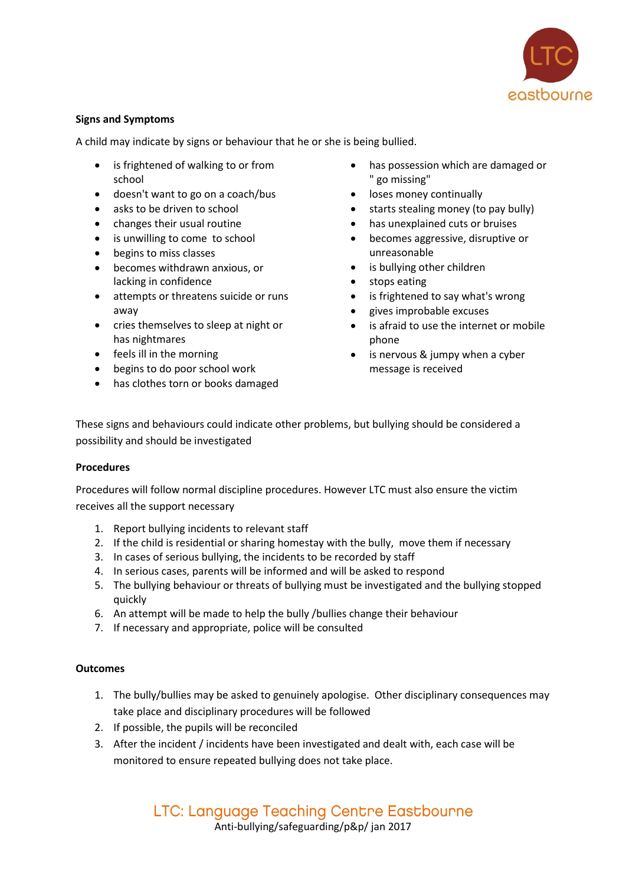**Signs and Symptoms**

A child may indicate by signs or behaviour that he or she is being bullied.

- is frightened of walking to or from school
- doesn't want to go on a coach/bus
- asks to be driven to school
- changes their usual routine
- is unwilling to come to school
- begins to miss classes
- becomes withdrawn anxious, or lacking in confidence
- attempts or threatens suicide or runs away
- cries themselves to sleep at night or has nightmares
- feels ill in the morning
- begins to do poor school work
- has clothes torn or books damaged
- has possession which are damaged or " go missing"
- loses money continually
- starts stealing money (to pay bully)
- has unexplained cuts or bruises
- becomes aggressive, disruptive or unreasonable
- is bullying other children
- stops eating
- is frightened to say what's wrong
- gives improbable excuses
- is afraid to use the internet or mobile phone
- is nervous & jumpy when a cyber message is received

These signs and behaviours could indicate other problems, but bullying should be considered a possibility and should be investigated

**Procedures**

Procedures will follow normal discipline procedures. However LTC must also ensure the victim receives all the support necessary

1. Report bullying incidents to relevant staff
2. If the child is residential or sharing homestay with the bully, move them if necessary
3. In cases of serious bullying, the incidents to be recorded by staff
4. In serious cases, parents will be informed and will be asked to respond
5. The bullying behaviour or threats of bullying must be investigated and the bullying stopped quickly
6. An attempt will be made to help the bully /bullies change their behaviour
7. If necessary and appropriate, police will be consulted

**Outcomes**

1. The bully/bullies may be asked to genuinely apologise. Other disciplinary consequences may take place and disciplinary procedures will be followed
2. If possible, the pupils will be reconciled
3. After the incident / incidents have been investigated and dealt with, each case will be monitored to ensure repeated bullying does not take place.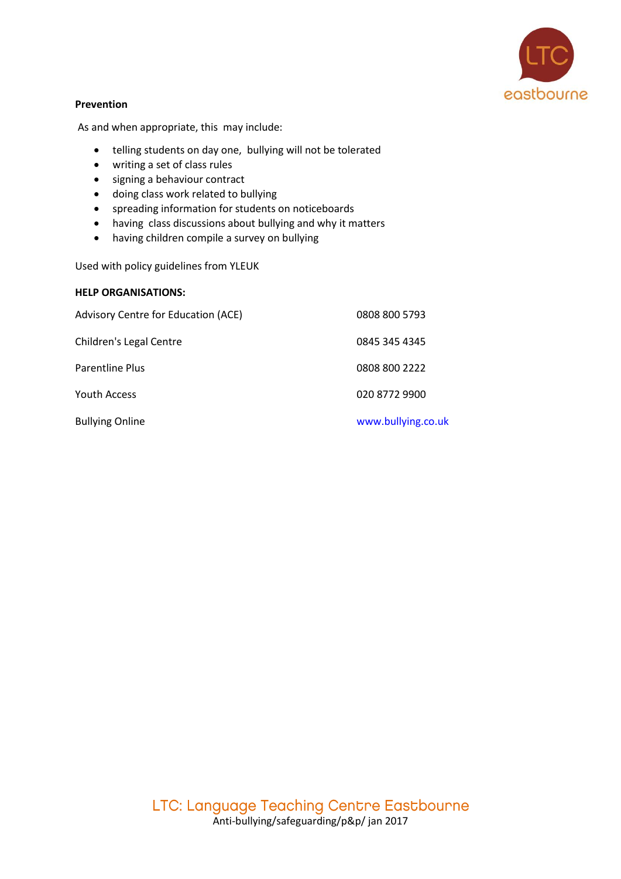**Prevention**

As and when appropriate, this may include:

- telling students on day one, bullying will not be tolerated
- writing a set of class rules
- signing a behaviour contract
- doing class work related to bullying
- spreading information for students on noticeboards
- having class discussions about bullying and why it matters
- having children compile a survey on bullying

Used with policy guidelines from YLEUK

**HELP ORGANISATIONS:**

| | |
|---|---|
| Advisory Centre for Education (ACE) | 0808 800 5793 |
| Children's Legal Centre | 0845 345 4345 |
| Parentline Plus | 0808 800 2222 |
| Youth Access | 020 8772 9900 |
| Bullying Online | www.bullying.co.uk |